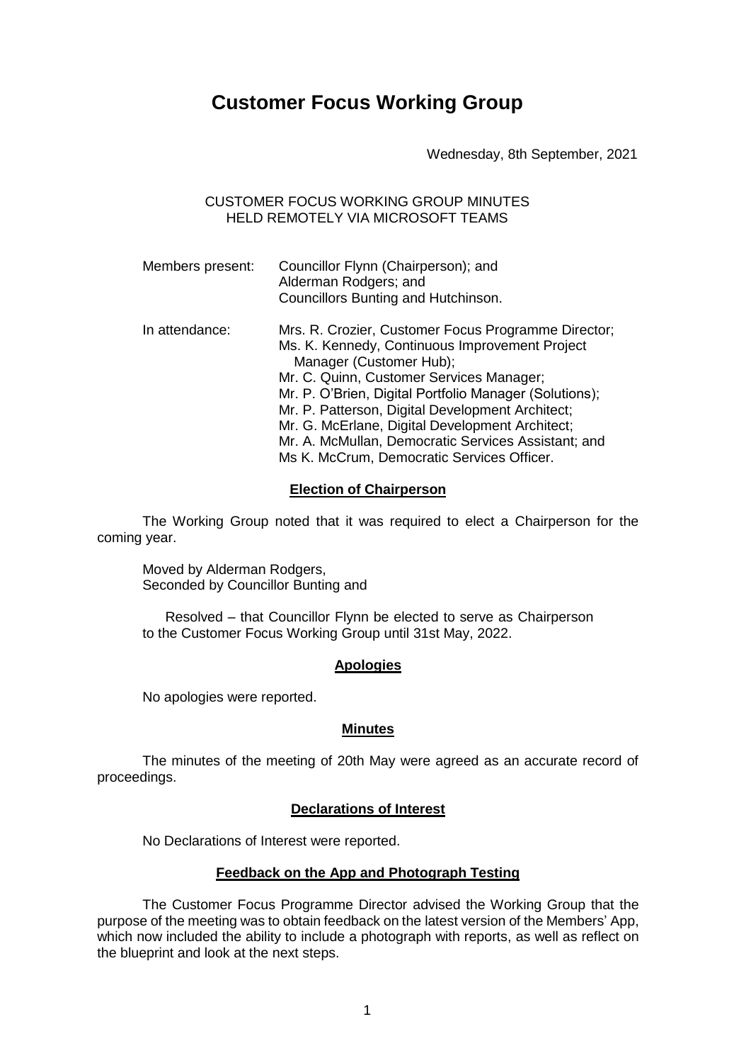# Customer Focus Working Group

Wednesday, 8th September, 2021

CUSTOMER FOCUS WORKING GROUP MINUTES
HELD REMOTELY VIA MICROSOFT TEAMS

Members present: Councillor Flynn (Chairperson); and
Alderman Rodgers; and
Councillors Bunting and Hutchinson.

In attendance: Mrs. R. Crozier, Customer Focus Programme Director;
Ms. K. Kennedy, Continuous Improvement Project Manager (Customer Hub);
Mr. C. Quinn, Customer Services Manager;
Mr. P. O'Brien, Digital Portfolio Manager (Solutions);
Mr. P. Patterson, Digital Development Architect;
Mr. G. McErlane, Digital Development Architect;
Mr. A. McMullan, Democratic Services Assistant; and
Ms K. McCrum, Democratic Services Officer.

**Election of Chairperson**

The Working Group noted that it was required to elect a Chairperson for the coming year.

Moved by Alderman Rodgers,
Seconded by Councillor Bunting and

Resolved – that Councillor Flynn be elected to serve as Chairperson to the Customer Focus Working Group until 31st May, 2022.

**Apologies**

No apologies were reported.

**Minutes**

The minutes of the meeting of 20th May were agreed as an accurate record of proceedings.

**Declarations of Interest**

No Declarations of Interest were reported.

**Feedback on the App and Photograph Testing**

The Customer Focus Programme Director advised the Working Group that the purpose of the meeting was to obtain feedback on the latest version of the Members' App, which now included the ability to include a photograph with reports, as well as reflect on the blueprint and look at the next steps.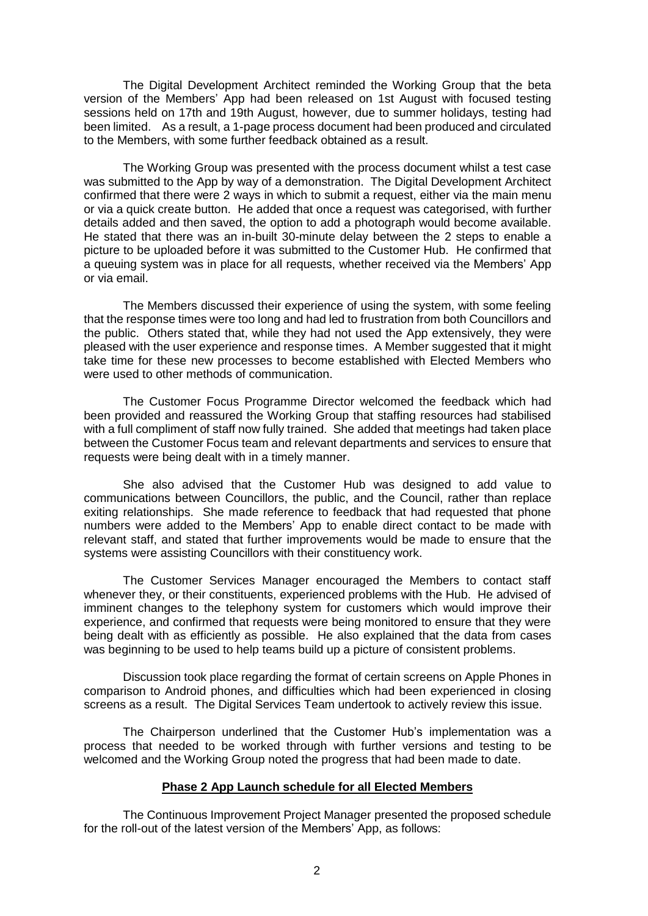The Digital Development Architect reminded the Working Group that the beta version of the Members' App had been released on 1st August with focused testing sessions held on 17th and 19th August, however, due to summer holidays, testing had been limited. As a result, a 1-page process document had been produced and circulated to the Members, with some further feedback obtained as a result.

The Working Group was presented with the process document whilst a test case was submitted to the App by way of a demonstration. The Digital Development Architect confirmed that there were 2 ways in which to submit a request, either via the main menu or via a quick create button. He added that once a request was categorised, with further details added and then saved, the option to add a photograph would become available. He stated that there was an in-built 30-minute delay between the 2 steps to enable a picture to be uploaded before it was submitted to the Customer Hub. He confirmed that a queuing system was in place for all requests, whether received via the Members' App or via email.

The Members discussed their experience of using the system, with some feeling that the response times were too long and had led to frustration from both Councillors and the public. Others stated that, while they had not used the App extensively, they were pleased with the user experience and response times. A Member suggested that it might take time for these new processes to become established with Elected Members who were used to other methods of communication.

The Customer Focus Programme Director welcomed the feedback which had been provided and reassured the Working Group that staffing resources had stabilised with a full compliment of staff now fully trained. She added that meetings had taken place between the Customer Focus team and relevant departments and services to ensure that requests were being dealt with in a timely manner.

She also advised that the Customer Hub was designed to add value to communications between Councillors, the public, and the Council, rather than replace exiting relationships. She made reference to feedback that had requested that phone numbers were added to the Members' App to enable direct contact to be made with relevant staff, and stated that further improvements would be made to ensure that the systems were assisting Councillors with their constituency work.

The Customer Services Manager encouraged the Members to contact staff whenever they, or their constituents, experienced problems with the Hub. He advised of imminent changes to the telephony system for customers which would improve their experience, and confirmed that requests were being monitored to ensure that they were being dealt with as efficiently as possible. He also explained that the data from cases was beginning to be used to help teams build up a picture of consistent problems.

Discussion took place regarding the format of certain screens on Apple Phones in comparison to Android phones, and difficulties which had been experienced in closing screens as a result. The Digital Services Team undertook to actively review this issue.

The Chairperson underlined that the Customer Hub's implementation was a process that needed to be worked through with further versions and testing to be welcomed and the Working Group noted the progress that had been made to date.

## **Phase 2 App Launch schedule for all Elected Members**

The Continuous Improvement Project Manager presented the proposed schedule for the roll-out of the latest version of the Members' App, as follows: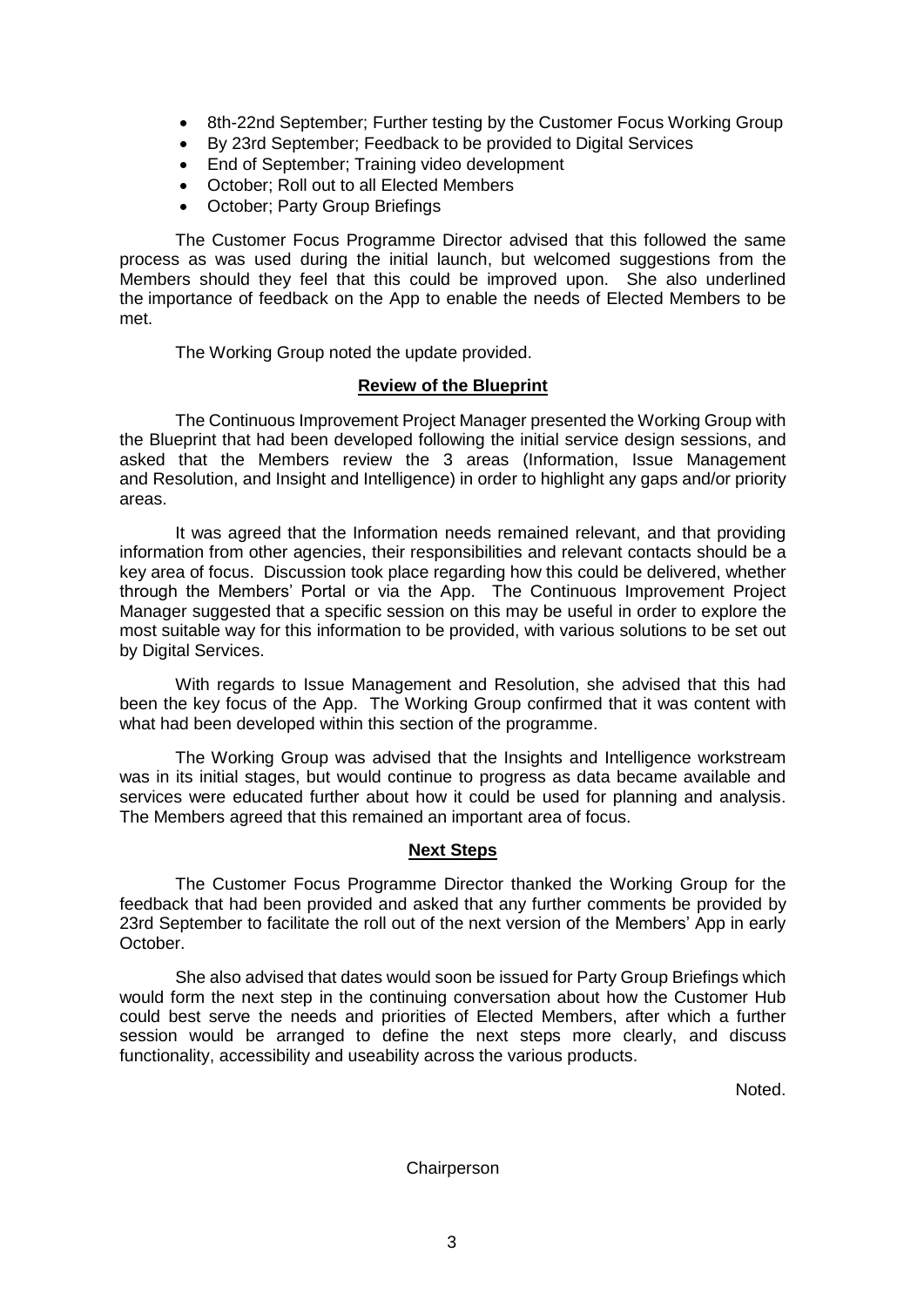- 8th-22nd September; Further testing by the Customer Focus Working Group
- By 23rd September; Feedback to be provided to Digital Services
- End of September; Training video development
- October; Roll out to all Elected Members
- October; Party Group Briefings

The Customer Focus Programme Director advised that this followed the same process as was used during the initial launch, but welcomed suggestions from the Members should they feel that this could be improved upon. She also underlined the importance of feedback on the App to enable the needs of Elected Members to be met.

The Working Group noted the update provided.

## Review of the Blueprint

The Continuous Improvement Project Manager presented the Working Group with the Blueprint that had been developed following the initial service design sessions, and asked that the Members review the 3 areas (Information, Issue Management and Resolution, and Insight and Intelligence) in order to highlight any gaps and/or priority areas.

It was agreed that the Information needs remained relevant, and that providing information from other agencies, their responsibilities and relevant contacts should be a key area of focus. Discussion took place regarding how this could be delivered, whether through the Members' Portal or via the App. The Continuous Improvement Project Manager suggested that a specific session on this may be useful in order to explore the most suitable way for this information to be provided, with various solutions to be set out by Digital Services.

With regards to Issue Management and Resolution, she advised that this had been the key focus of the App. The Working Group confirmed that it was content with what had been developed within this section of the programme.

The Working Group was advised that the Insights and Intelligence workstream was in its initial stages, but would continue to progress as data became available and services were educated further about how it could be used for planning and analysis. The Members agreed that this remained an important area of focus.

## Next Steps

The Customer Focus Programme Director thanked the Working Group for the feedback that had been provided and asked that any further comments be provided by 23rd September to facilitate the roll out of the next version of the Members' App in early October.

She also advised that dates would soon be issued for Party Group Briefings which would form the next step in the continuing conversation about how the Customer Hub could best serve the needs and priorities of Elected Members, after which a further session would be arranged to define the next steps more clearly, and discuss functionality, accessibility and useability across the various products.

Noted.

Chairperson